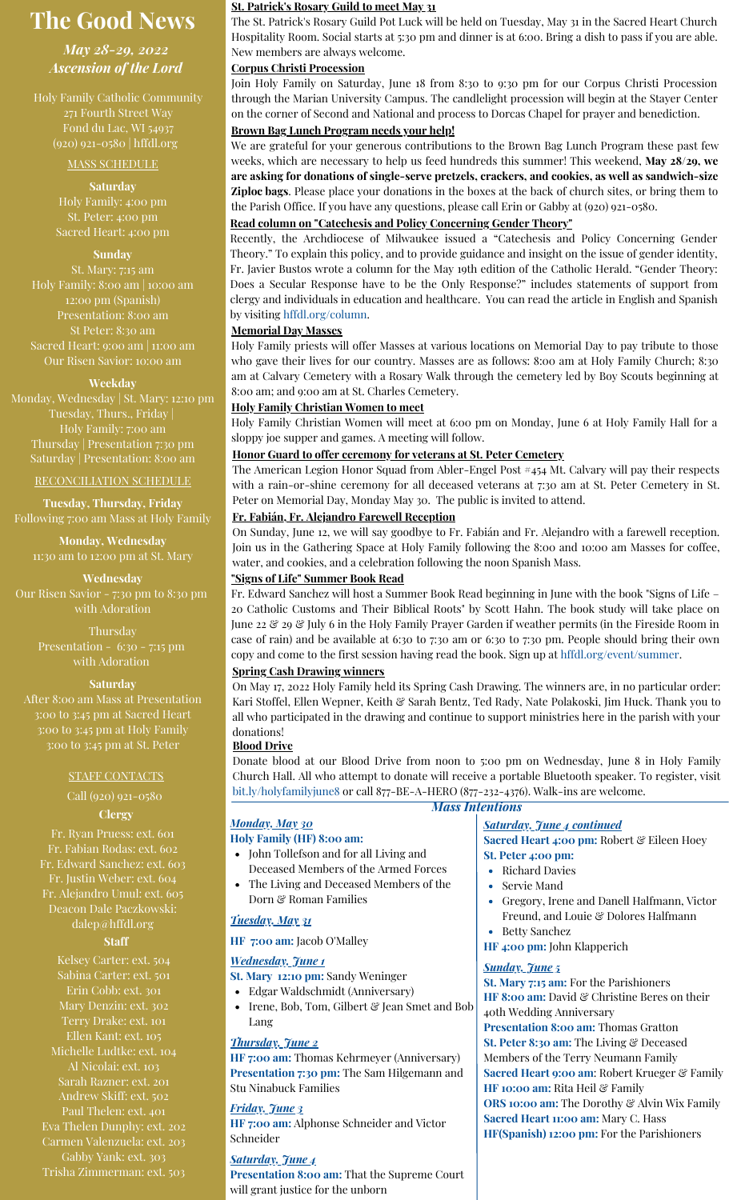# The Good News

*May 28-29, 2022*
*Ascension of the Lord*

Holy Family Catholic Community
271 Fourth Street Way
Fond du Lac, WI 54937
(920) 921-0580 | hffdl.org

## MASS SCHEDULE

**Saturday**
Holy Family: 4:00 pm
St. Peter: 4:00 pm
Sacred Heart: 4:00 pm

**Sunday**
St. Mary: 7:15 am
Holy Family: 8:00 am | 10:00 am
12:00 pm (Spanish)
Presentation: 8:00 am
St Peter: 8:30 am
Sacred Heart: 9:00 am | 11:00 am
Our Risen Savior: 10:00 am

**Weekday**
Monday, Wednesday | St. Mary: 12:10 pm
Tuesday, Thurs., Friday |
Holy Family: 7:00 am
Thursday | Presentation 7:30 pm
Saturday | Presentation: 8:00 am

## RECONCILIATION SCHEDULE

**Tuesday, Thursday, Friday**
Following 7:00 am Mass at Holy Family

**Monday, Wednesday**
11:30 am to 12:00 pm at St. Mary

**Wednesday**
Our Risen Savior - 7:30 pm to 8:30 pm with Adoration

Thursday
Presentation - 6:30 - 7:15 pm with Adoration

**Saturday**
After 8:00 am Mass at Presentation
3:00 to 3:45 pm at Sacred Heart
3:00 to 3:45 pm at Holy Family
3:00 to 3:45 pm at St. Peter

## STAFF CONTACTS

Call (920) 921-0580

**Clergy**
Fr. Ryan Pruess: ext. 601
Fr. Fabian Rodas: ext. 602
Fr. Edward Sanchez: ext. 603
Fr. Justin Weber: ext. 604
Fr. Alejandro Umul: ext. 605
Deacon Dale Paczkowski: dalep@hffdl.org

**Staff**
Kelsey Carter: ext. 504
Sabina Carter: ext. 501
Erin Cobb: ext. 301
Mary Denzin: ext. 302
Terry Drake: ext. 101
Ellen Kant: ext. 105
Michelle Ludtke: ext. 104
Al Nicolai: ext. 103
Sarah Razner: ext. 201
Andrew Skiff: ext. 502
Paul Thelen: ext. 401
Eva Thelen Dunphy: ext. 202
Carmen Valenzuela: ext. 203
Gabby Yank: ext. 303
Trisha Zimmerman: ext. 503

### St. Patrick's Rosary Guild to meet May 31

The St. Patrick's Rosary Guild Pot Luck will be held on Tuesday, May 31 in the Sacred Heart Church Hospitality Room. Social starts at 5:30 pm and dinner is at 6:00. Bring a dish to pass if you are able. New members are always welcome.

### Corpus Christi Procession

Join Holy Family on Saturday, June 18 from 8:30 to 9:30 pm for our Corpus Christi Procession through the Marian University Campus. The candlelight procession will begin at the Stayer Center on the corner of Second and National and process to Dorcas Chapel for prayer and benediction.

### Brown Bag Lunch Program needs your help!

We are grateful for your generous contributions to the Brown Bag Lunch Program these past few weeks, which are necessary to help us feed hundreds this summer! This weekend, **May 28/29, we are asking for donations of single-serve pretzels, crackers, and cookies, as well as sandwich-size Ziploc bags**. Please place your donations in the boxes at the back of church sites, or bring them to the Parish Office. If you have any questions, please call Erin or Gabby at (920) 921-0580.

### Read column on "Catechesis and Policy Concerning Gender Theory"

Recently, the Archdiocese of Milwaukee issued a "Catechesis and Policy Concerning Gender Theory." To explain this policy, and to provide guidance and insight on the issue of gender identity, Fr. Javier Bustos wrote a column for the May 19th edition of the Catholic Herald. "Gender Theory: Does a Secular Response have to be the Only Response?" includes statements of support from clergy and individuals in education and healthcare. You can read the article in English and Spanish by visiting hffdl.org/column.

### Memorial Day Masses

Holy Family priests will offer Masses at various locations on Memorial Day to pay tribute to those who gave their lives for our country. Masses are as follows: 8:00 am at Holy Family Church; 8:30 am at Calvary Cemetery with a Rosary Walk through the cemetery led by Boy Scouts beginning at 8:00 am; and 9:00 am at St. Charles Cemetery.

### Holy Family Christian Women to meet

Holy Family Christian Women will meet at 6:00 pm on Monday, June 6 at Holy Family Hall for a sloppy joe supper and games. A meeting will follow.

### Honor Guard to offer ceremony for veterans at St. Peter Cemetery

The American Legion Honor Squad from Abler-Engel Post #454 Mt. Calvary will pay their respects with a rain-or-shine ceremony for all deceased veterans at 7:30 am at St. Peter Cemetery in St. Peter on Memorial Day, Monday May 30. The public is invited to attend.

### Fr. Fabián, Fr. Alejandro Farewell Reception

On Sunday, June 12, we will say goodbye to Fr. Fabián and Fr. Alejandro with a farewell reception. Join us in the Gathering Space at Holy Family following the 8:00 and 10:00 am Masses for coffee, water, and cookies, and a celebration following the noon Spanish Mass.

### "Signs of Life" Summer Book Read

Fr. Edward Sanchez will host a Summer Book Read beginning in June with the book "Signs of Life – 20 Catholic Customs and Their Biblical Roots" by Scott Hahn. The book study will take place on June 22 & 29 & July 6 in the Holy Family Prayer Garden if weather permits (in the Fireside Room in case of rain) and be available at 6:30 to 7:30 am or 6:30 to 7:30 pm. People should bring their own copy and come to the first session having read the book. Sign up at hffdl.org/event/summer.

### Spring Cash Drawing winners

On May 17, 2022 Holy Family held its Spring Cash Drawing. The winners are, in no particular order: Kari Stoffel, Ellen Wepner, Keith & Sarah Bentz, Ted Rady, Nate Polakoski, Jim Huck. Thank you to all who participated in the drawing and continue to support ministries here in the parish with your donations!

### Blood Drive

Donate blood at our Blood Drive from noon to 5:00 pm on Wednesday, June 8 in Holy Family Church Hall. All who attempt to donate will receive a portable Bluetooth speaker. To register, visit bit.ly/holyfamilyjune8 or call 877-BE-A-HERO (877-232-4376). Walk-ins are welcome.

## Mass Intentions

***Monday, May 30***
**Holy Family (HF) 8:00 am:**
- John Tollefson and for all Living and Deceased Members of the Armed Forces
- The Living and Deceased Members of the Dorn & Roman Families

***Tuesday, May 31***
**HF 7:00 am:** Jacob O'Malley

***Wednesday, June 1***
**St. Mary 12:10 pm:** Sandy Weninger
- Edgar Waldschmidt (Anniversary)
- Irene, Bob, Tom, Gilbert & Jean Smet and Bob Lang

***Thursday, June 2***
**HF 7:00 am:** Thomas Kehrmeyer (Anniversary)
**Presentation 7:30 pm:** The Sam Hilgemann and Stu Ninabuck Families

***Friday, June 3***
**HF 7:00 am:** Alphonse Schneider and Victor Schneider

***Saturday, June 4***
**Presentation 8:00 am:** That the Supreme Court will grant justice for the unborn

***Saturday, June 4 continued***
**Sacred Heart 4:00 pm:** Robert & Eileen Hoey
**St. Peter 4:00 pm:**
- Richard Davies
- Servie Mand
- Gregory, Irene and Danell Halfmann, Victor Freund, and Louie & Dolores Halfmann
- Betty Sanchez

**HF 4:00 pm:** John Klapperich

***Sunday, June 5***
**St. Mary 7:15 am:** For the Parishioners
**HF 8:00 am:** David & Christine Beres on their 40th Wedding Anniversary
**Presentation 8:00 am:** Thomas Gratton
**St. Peter 8:30 am:** The Living & Deceased Members of the Terry Neumann Family
**Sacred Heart 9:00 am:** Robert Krueger & Family
**HF 10:00 am:** Rita Heil & Family
**ORS 10:00 am:** The Dorothy & Alvin Wix Family
**Sacred Heart 11:00 am:** Mary C. Hass
**HF(Spanish) 12:00 pm:** For the Parishioners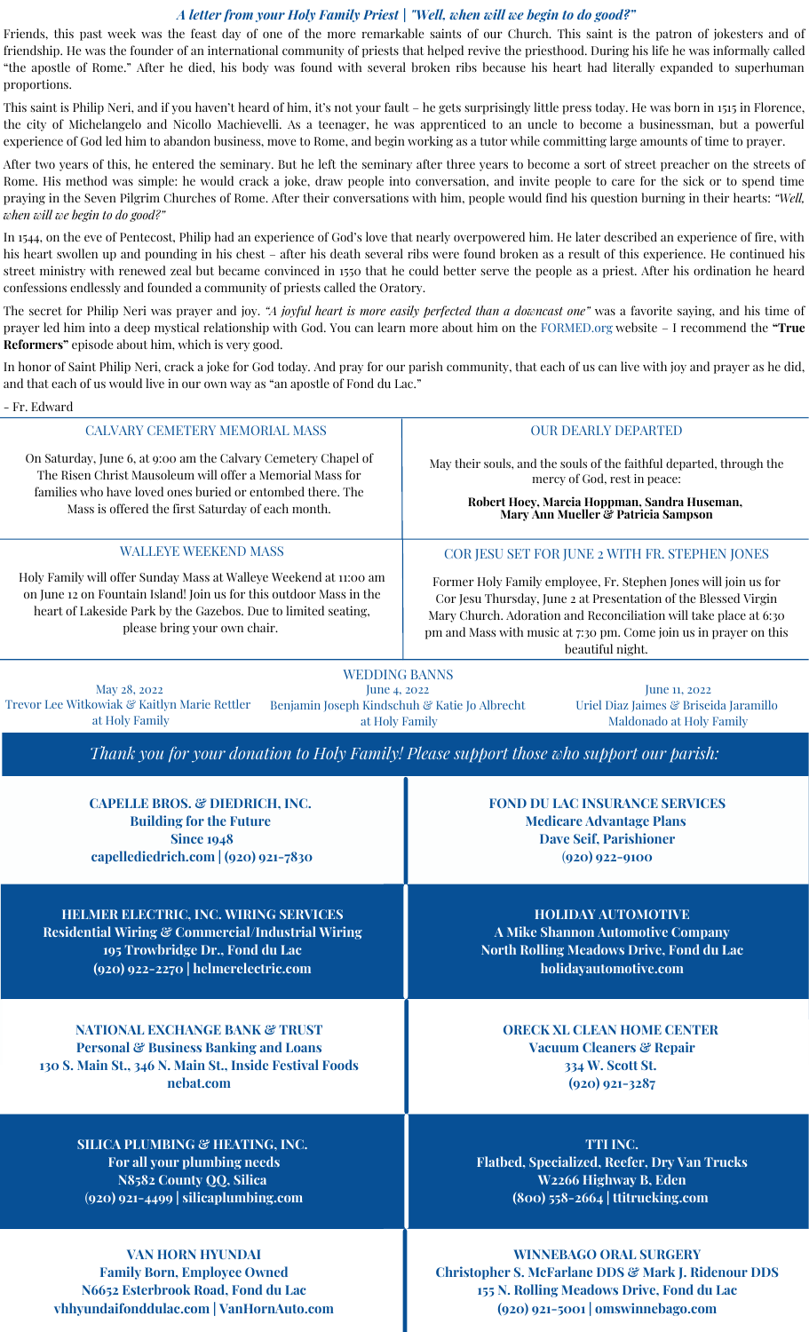## *A letter from your Holy Family Priest | "Well, when will we begin to do good?"*

Friends, this past week was the feast day of one of the more remarkable saints of our Church. This saint is the patron of jokesters and of friendship. He was the founder of an international community of priests that helped revive the priesthood. During his life he was informally called "the apostle of Rome." After he died, his body was found with several broken ribs because his heart had literally expanded to superhuman proportions.

This saint is Philip Neri, and if you haven't heard of him, it's not your fault – he gets surprisingly little press today. He was born in 1515 in Florence, the city of Michelangelo and Nicollo Machievelli. As a teenager, he was apprenticed to an uncle to become a businessman, but a powerful experience of God led him to abandon business, move to Rome, and begin working as a tutor while committing large amounts of time to prayer.

After two years of this, he entered the seminary. But he left the seminary after three years to become a sort of street preacher on the streets of Rome. His method was simple: he would crack a joke, draw people into conversation, and invite people to care for the sick or to spend time praying in the Seven Pilgrim Churches of Rome. After their conversations with him, people would find his question burning in their hearts: *"Well, when will we begin to do good?"*

In 1544, on the eve of Pentecost, Philip had an experience of God's love that nearly overpowered him. He later described an experience of fire, with his heart swollen up and pounding in his chest – after his death several ribs were found broken as a result of this experience. He continued his street ministry with renewed zeal but became convinced in 1550 that he could better serve the people as a priest. After his ordination he heard confessions endlessly and founded a community of priests called the Oratory.

The secret for Philip Neri was prayer and joy. *"A joyful heart is more easily perfected than a downcast one"* was a favorite saying, and his time of prayer led him into a deep mystical relationship with God. You can learn more about him on the FORMED.org website – I recommend the **"True Reformers"** episode about him, which is very good.

In honor of Saint Philip Neri, crack a joke for God today. And pray for our parish community, that each of us can live with joy and prayer as he did, and that each of us would live in our own way as "an apostle of Fond du Lac."

\- Fr. Edward

### CALVARY CEMETERY MEMORIAL MASS

On Saturday, June 6, at 9:00 am the Calvary Cemetery Chapel of The Risen Christ Mausoleum will offer a Memorial Mass for families who have loved ones buried or entombed there. The Mass is offered the first Saturday of each month.

### OUR DEARLY DEPARTED

May their souls, and the souls of the faithful departed, through the mercy of God, rest in peace:

**Robert Hoey, Marcia Hoppman, Sandra Huseman, Mary Ann Mueller & Patricia Sampson**

### WALLEYE WEEKEND MASS

Holy Family will offer Sunday Mass at Walleye Weekend at 11:00 am on June 12 on Fountain Island! Join us for this outdoor Mass in the heart of Lakeside Park by the Gazebos. Due to limited seating, please bring your own chair.

### COR JESU SET FOR JUNE 2 WITH FR. STEPHEN JONES

Former Holy Family employee, Fr. Stephen Jones will join us for Cor Jesu Thursday, June 2 at Presentation of the Blessed Virgin Mary Church. Adoration and Reconciliation will take place at 6:30 pm and Mass with music at 7:30 pm. Come join us in prayer on this beautiful night.

### WEDDING BANNS

May 28, 2022
Trevor Lee Witkowiak & Kaitlyn Marie Rettler
at Holy Family

June 4, 2022
Benjamin Joseph Kindschuh & Katie Jo Albrecht
at Holy Family

June 11, 2022
Uriel Diaz Jaimes & Briseida Jaramillo
Maldonado at Holy Family

## *Thank you for your donation to Holy Family! Please support those who support our parish:*

**CAPELLE BROS. & DIEDRICH, INC.**
**Building for the Future**
**Since 1948**
**capellediedrich.com | (920) 921-7830**

**FOND DU LAC INSURANCE SERVICES**
**Medicare Advantage Plans**
**Dave Seif, Parishioner**
**(920) 922-9100**

**HELMER ELECTRIC, INC. WIRING SERVICES**
**Residential Wiring & Commercial/Industrial Wiring**
**195 Trowbridge Dr., Fond du Lac**
**(920) 922-2270 | helmerelectric.com**

**HOLIDAY AUTOMOTIVE**
**A Mike Shannon Automotive Company**
**North Rolling Meadows Drive, Fond du Lac**
**holidayautomotive.com**

**NATIONAL EXCHANGE BANK & TRUST**
**Personal & Business Banking and Loans**
**130 S. Main St., 346 N. Main St., Inside Festival Foods**
**nebat.com**

**ORECK XL CLEAN HOME CENTER**
**Vacuum Cleaners & Repair**
**334 W. Scott St.**
**(920) 921-3287**

**SILICA PLUMBING & HEATING, INC.**
**For all your plumbing needs**
**N8582 County QQ, Silica**
**(920) 921-4499 | silicaplumbing.com**

**TTI INC.**
**Flatbed, Specialized, Reefer, Dry Van Trucks**
**W2266 Highway B, Eden**
**(800) 558-2664 | ttitrucking.com**

**VAN HORN HYUNDAI**
**Family Born, Employee Owned**
**N6652 Esterbrook Road, Fond du Lac**
**vhhyundaifonddulac.com | VanHornAuto.com**

**WINNEBAGO ORAL SURGERY**
**Christopher S. McFarlane DDS & Mark J. Ridenour DDS**
**155 N. Rolling Meadows Drive, Fond du Lac**
**(920) 921-5001 | omswinnebago.com**